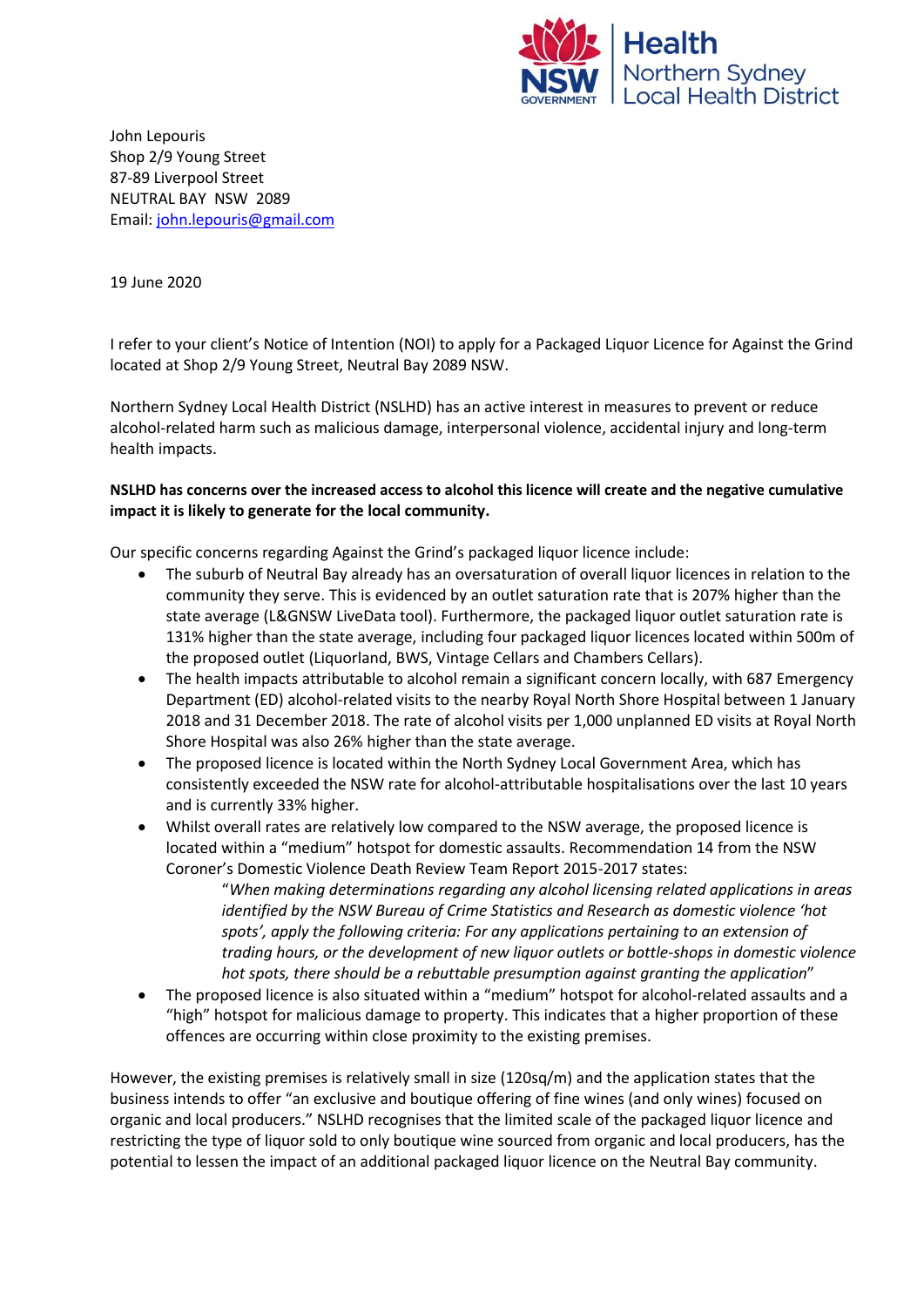Health
Northern Sydney
Local Health District

John Lepouris
Shop 2/9 Young Street
87-89 Liverpool Street
NEUTRAL BAY NSW 2089
Email: john.lepouris@gmail.com

19 June 2020

I refer to your client's Notice of Intention (NOI) to apply for a Packaged Liquor Licence for Against the Grind located at Shop 2/9 Young Street, Neutral Bay 2089 NSW.

Northern Sydney Local Health District (NSLHD) has an active interest in measures to prevent or reduce alcohol-related harm such as malicious damage, interpersonal violence, accidental injury and long-term health impacts.

**NSLHD has concerns over the increased access to alcohol this licence will create and the negative cumulative impact it is likely to generate for the local community.**

Our specific concerns regarding Against the Grind's packaged liquor licence include:

- The suburb of Neutral Bay already has an oversaturation of overall liquor licences in relation to the community they serve. This is evidenced by an outlet saturation rate that is 207% higher than the state average (L&GNSW LiveData tool). Furthermore, the packaged liquor outlet saturation rate is 131% higher than the state average, including four packaged liquor licences located within 500m of the proposed outlet (Liquorland, BWS, Vintage Cellars and Chambers Cellars).
- The health impacts attributable to alcohol remain a significant concern locally, with 687 Emergency Department (ED) alcohol-related visits to the nearby Royal North Shore Hospital between 1 January 2018 and 31 December 2018. The rate of alcohol visits per 1,000 unplanned ED visits at Royal North Shore Hospital was also 26% higher than the state average.
- The proposed licence is located within the North Sydney Local Government Area, which has consistently exceeded the NSW rate for alcohol-attributable hospitalisations over the last 10 years and is currently 33% higher.
- Whilst overall rates are relatively low compared to the NSW average, the proposed licence is located within a "medium" hotspot for domestic assaults. Recommendation 14 from the NSW Coroner's Domestic Violence Death Review Team Report 2015-2017 states:

  > "*When making determinations regarding any alcohol licensing related applications in areas identified by the NSW Bureau of Crime Statistics and Research as domestic violence 'hot spots', apply the following criteria: For any applications pertaining to an extension of trading hours, or the development of new liquor outlets or bottle-shops in domestic violence hot spots, there should be a rebuttable presumption against granting the application*"

- The proposed licence is also situated within a "medium" hotspot for alcohol-related assaults and a "high" hotspot for malicious damage to property. This indicates that a higher proportion of these offences are occurring within close proximity to the existing premises.

However, the existing premises is relatively small in size (120sq/m) and the application states that the business intends to offer "an exclusive and boutique offering of fine wines (and only wines) focused on organic and local producers." NSLHD recognises that the limited scale of the packaged liquor licence and restricting the type of liquor sold to only boutique wine sourced from organic and local producers, has the potential to lessen the impact of an additional packaged liquor licence on the Neutral Bay community.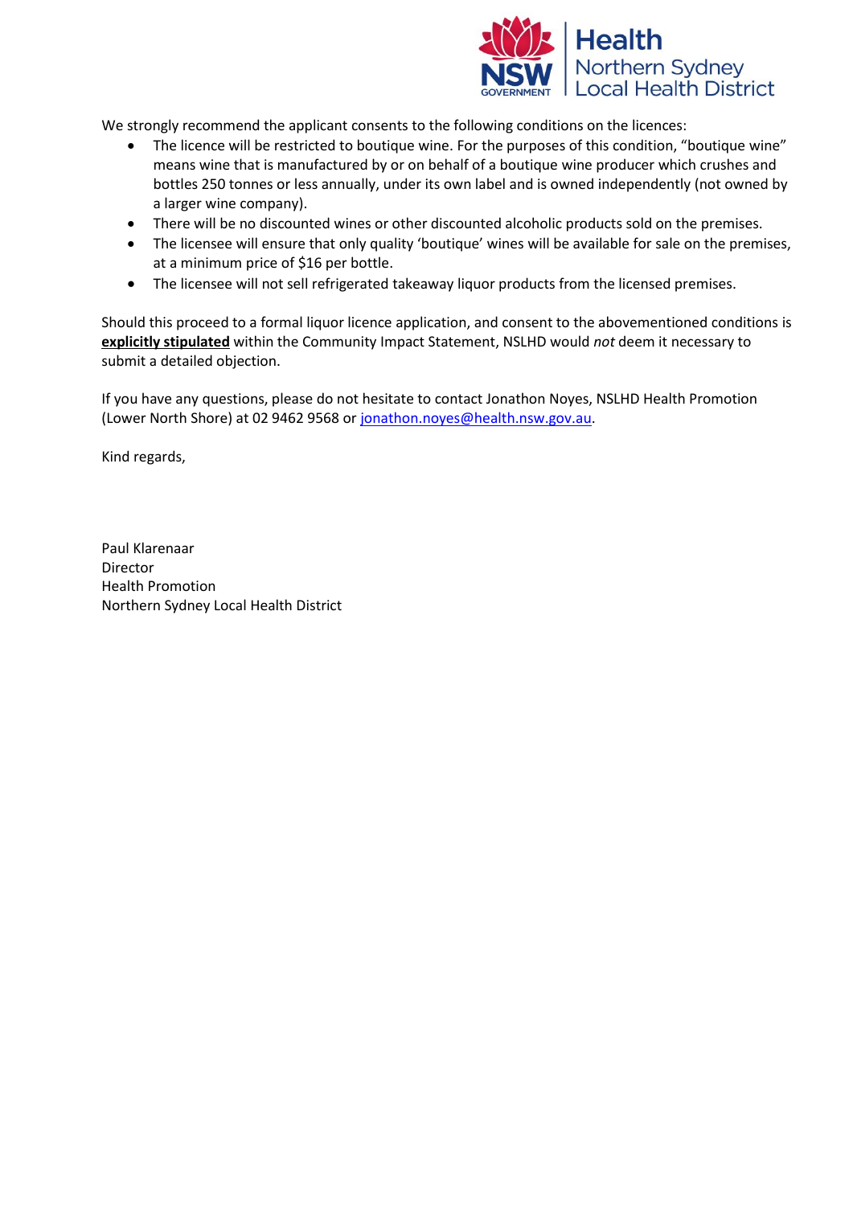We strongly recommend the applicant consents to the following conditions on the licences:

- The licence will be restricted to boutique wine. For the purposes of this condition, "boutique wine" means wine that is manufactured by or on behalf of a boutique wine producer which crushes and bottles 250 tonnes or less annually, under its own label and is owned independently (not owned by a larger wine company).
- There will be no discounted wines or other discounted alcoholic products sold on the premises.
- The licensee will ensure that only quality 'boutique' wines will be available for sale on the premises, at a minimum price of $16 per bottle.
- The licensee will not sell refrigerated takeaway liquor products from the licensed premises.

Should this proceed to a formal liquor licence application, and consent to the abovementioned conditions is **explicitly stipulated** within the Community Impact Statement, NSLHD would *not* deem it necessary to submit a detailed objection.

If you have any questions, please do not hesitate to contact Jonathon Noyes, NSLHD Health Promotion (Lower North Shore) at 02 9462 9568 or jonathon.noyes@health.nsw.gov.au.

Kind regards,

Paul Klarenaar
Director
Health Promotion
Northern Sydney Local Health District